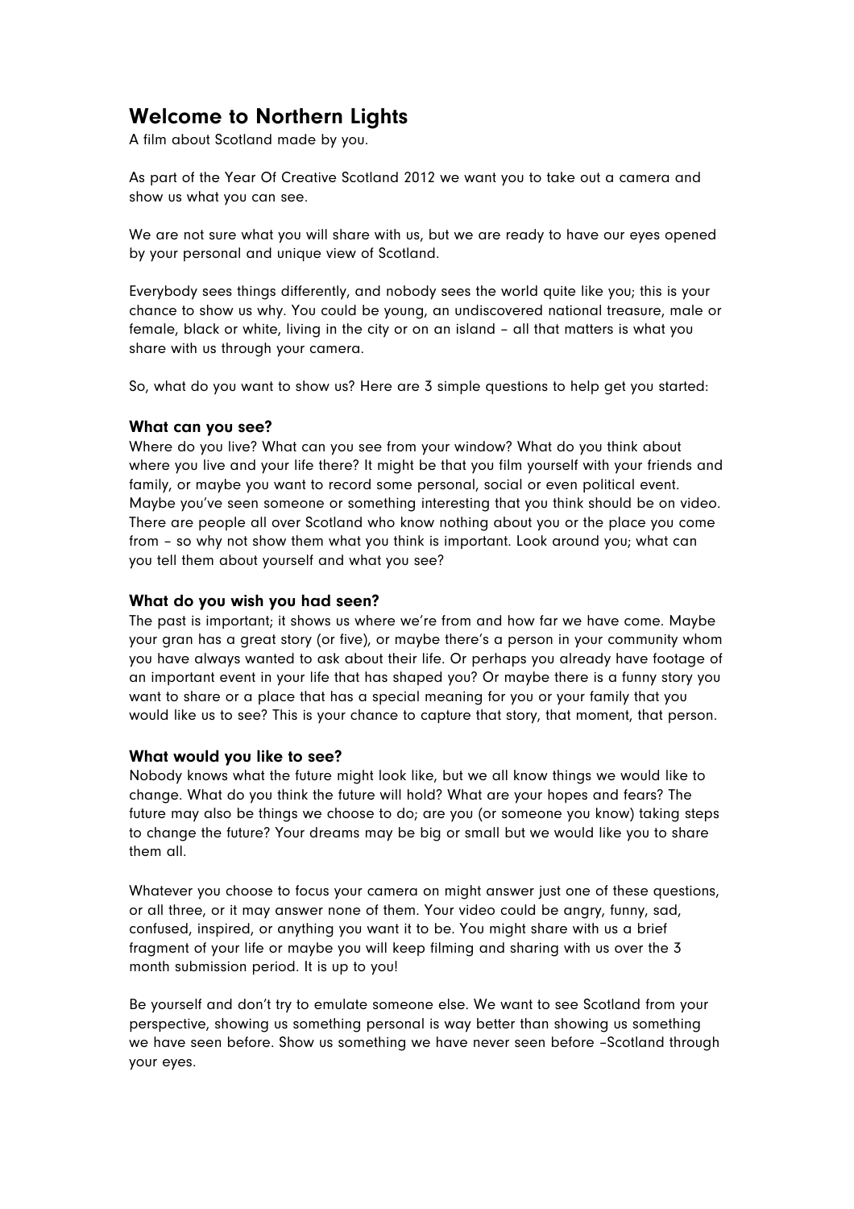# Welcome to Northern Lights

A film about Scotland made by you.

As part of the Year Of Creative Scotland 2012 we want you to take out a camera and show us what you can see.

We are not sure what you will share with us, but we are ready to have our eyes opened by your personal and unique view of Scotland.

Everybody sees things differently, and nobody sees the world quite like you; this is your chance to show us why. You could be young, an undiscovered national treasure, male or female, black or white, living in the city or on an island – all that matters is what you share with us through your camera.

So, what do you want to show us? Here are 3 simple questions to help get you started:

### What can you see?

Where do you live? What can you see from your window? What do you think about where you live and your life there? It might be that you film yourself with your friends and family, or maybe you want to record some personal, social or even political event. Maybe you've seen someone or something interesting that you think should be on video. There are people all over Scotland who know nothing about you or the place you come from – so why not show them what you think is important. Look around you; what can you tell them about yourself and what you see?

### What do you wish you had seen?

The past is important; it shows us where we're from and how far we have come. Maybe your gran has a great story (or five), or maybe there's a person in your community whom you have always wanted to ask about their life. Or perhaps you already have footage of an important event in your life that has shaped you? Or maybe there is a funny story you want to share or a place that has a special meaning for you or your family that you would like us to see? This is your chance to capture that story, that moment, that person.

### What would you like to see?

Nobody knows what the future might look like, but we all know things we would like to change. What do you think the future will hold? What are your hopes and fears? The future may also be things we choose to do; are you (or someone you know) taking steps to change the future? Your dreams may be big or small but we would like you to share them all.

Whatever you choose to focus your camera on might answer just one of these questions, or all three, or it may answer none of them. Your video could be angry, funny, sad, confused, inspired, or anything you want it to be. You might share with us a brief fragment of your life or maybe you will keep filming and sharing with us over the 3 month submission period. It is up to you!

Be yourself and don't try to emulate someone else. We want to see Scotland from your perspective, showing us something personal is way better than showing us something we have seen before. Show us something we have never seen before –Scotland through your eyes.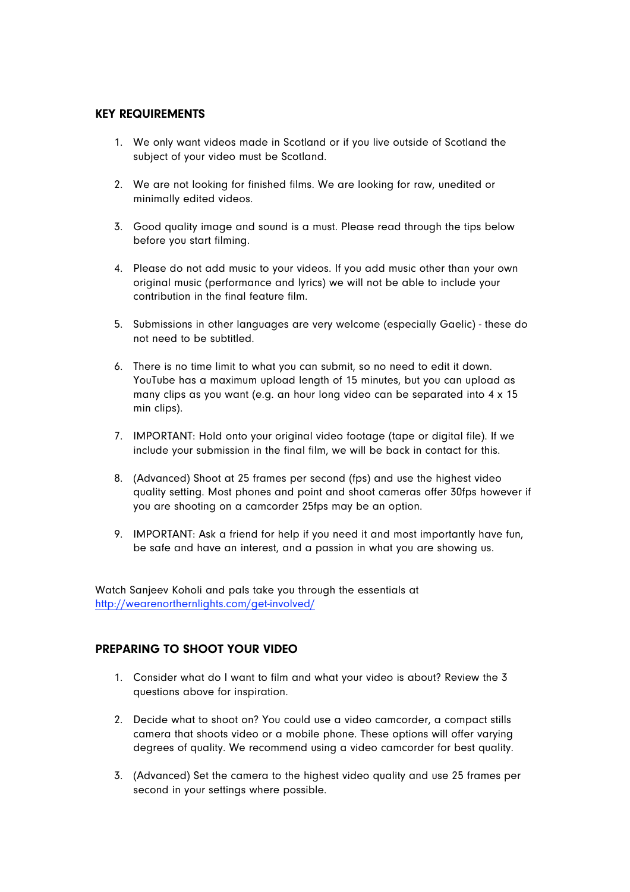## KEY REQUIREMENTS

1. We only want videos made in Scotland or if you live outside of Scotland the subject of your video must be Scotland.

2. We are not looking for finished films. We are looking for raw, unedited or minimally edited videos.

3. Good quality image and sound is a must. Please read through the tips below before you start filming.

4. Please do not add music to your videos. If you add music other than your own original music (performance and lyrics) we will not be able to include your contribution in the final feature film.

5. Submissions in other languages are very welcome (especially Gaelic) - these do not need to be subtitled.

6. There is no time limit to what you can submit, so no need to edit it down. YouTube has a maximum upload length of 15 minutes, but you can upload as many clips as you want (e.g. an hour long video can be separated into 4 x 15 min clips).

7. IMPORTANT: Hold onto your original video footage (tape or digital file). If we include your submission in the final film, we will be back in contact for this.

8. (Advanced) Shoot at 25 frames per second (fps) and use the highest video quality setting. Most phones and point and shoot cameras offer 30fps however if you are shooting on a camcorder 25fps may be an option.

9. IMPORTANT: Ask a friend for help if you need it and most importantly have fun, be safe and have an interest, and a passion in what you are showing us.

Watch Sanjeev Koholi and pals take you through the essentials at [http://wearenorthernlights.com/get-involved/](http://wearenorthernlights.com/get-involved/)

## PREPARING TO SHOOT YOUR VIDEO

1. Consider what do I want to film and what your video is about? Review the 3 questions above for inspiration.

2. Decide what to shoot on? You could use a video camcorder, a compact stills camera that shoots video or a mobile phone. These options will offer varying degrees of quality. We recommend using a video camcorder for best quality.

3. (Advanced) Set the camera to the highest video quality and use 25 frames per second in your settings where possible.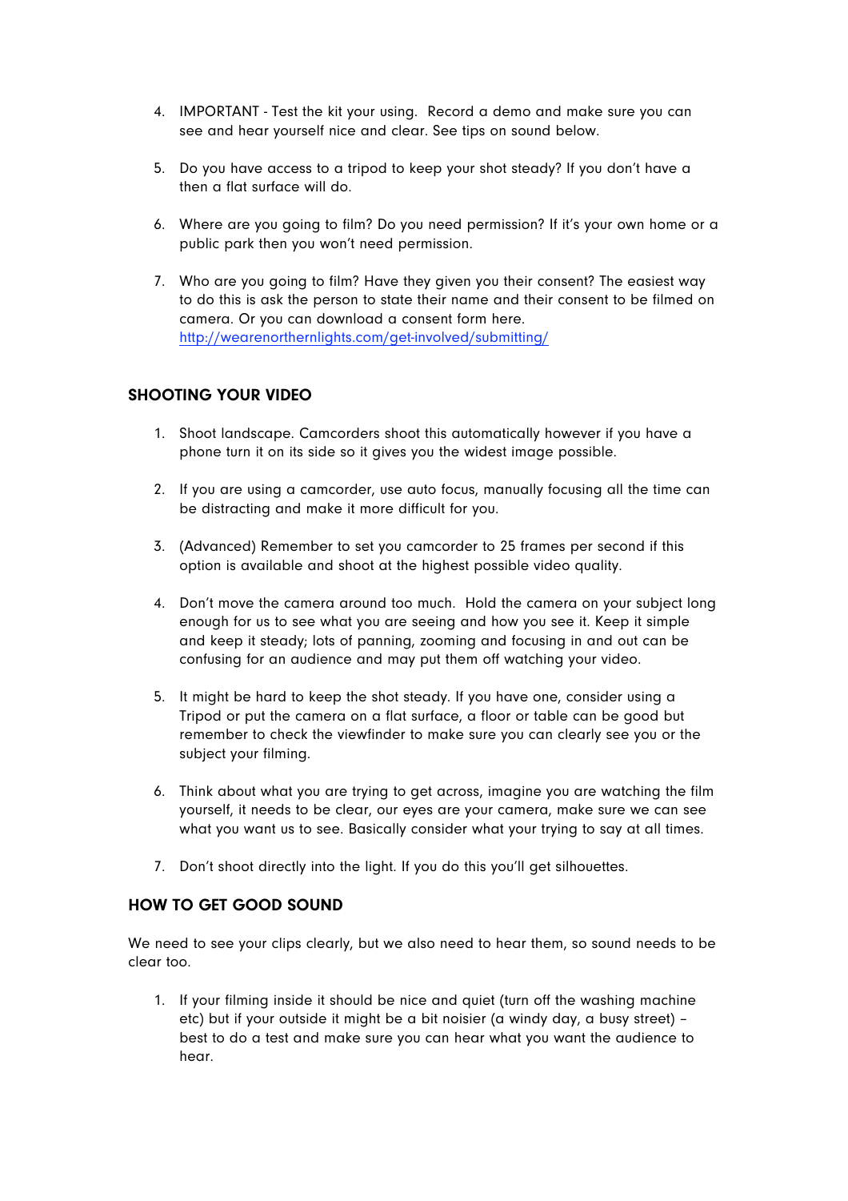4. IMPORTANT - Test the kit your using.  Record a demo and make sure you can see and hear yourself nice and clear. See tips on sound below.

5. Do you have access to a tripod to keep your shot steady? If you don't have a then a flat surface will do.

6. Where are you going to film? Do you need permission? If it's your own home or a public park then you won't need permission.

7. Who are you going to film? Have they given you their consent? The easiest way to do this is ask the person to state their name and their consent to be filmed on camera. Or you can download a consent form here. [http://wearenorthernlights.com/get-involved/submitting/](http://wearenorthernlights.com/get-involved/submitting/)

## SHOOTING YOUR VIDEO

1. Shoot landscape. Camcorders shoot this automatically however if you have a phone turn it on its side so it gives you the widest image possible.

2. If you are using a camcorder, use auto focus, manually focusing all the time can be distracting and make it more difficult for you.

3. (Advanced) Remember to set you camcorder to 25 frames per second if this option is available and shoot at the highest possible video quality.

4. Don't move the camera around too much.  Hold the camera on your subject long enough for us to see what you are seeing and how you see it. Keep it simple and keep it steady; lots of panning, zooming and focusing in and out can be confusing for an audience and may put them off watching your video.

5. It might be hard to keep the shot steady. If you have one, consider using a Tripod or put the camera on a flat surface, a floor or table can be good but remember to check the viewfinder to make sure you can clearly see you or the subject your filming.

6. Think about what you are trying to get across, imagine you are watching the film yourself, it needs to be clear, our eyes are your camera, make sure we can see what you want us to see. Basically consider what your trying to say at all times.

7. Don't shoot directly into the light. If you do this you'll get silhouettes.

## HOW TO GET GOOD SOUND

We need to see your clips clearly, but we also need to hear them, so sound needs to be clear too.

1. If your filming inside it should be nice and quiet (turn off the washing machine etc) but if your outside it might be a bit noisier (a windy day, a busy street) – best to do a test and make sure you can hear what you want the audience to hear.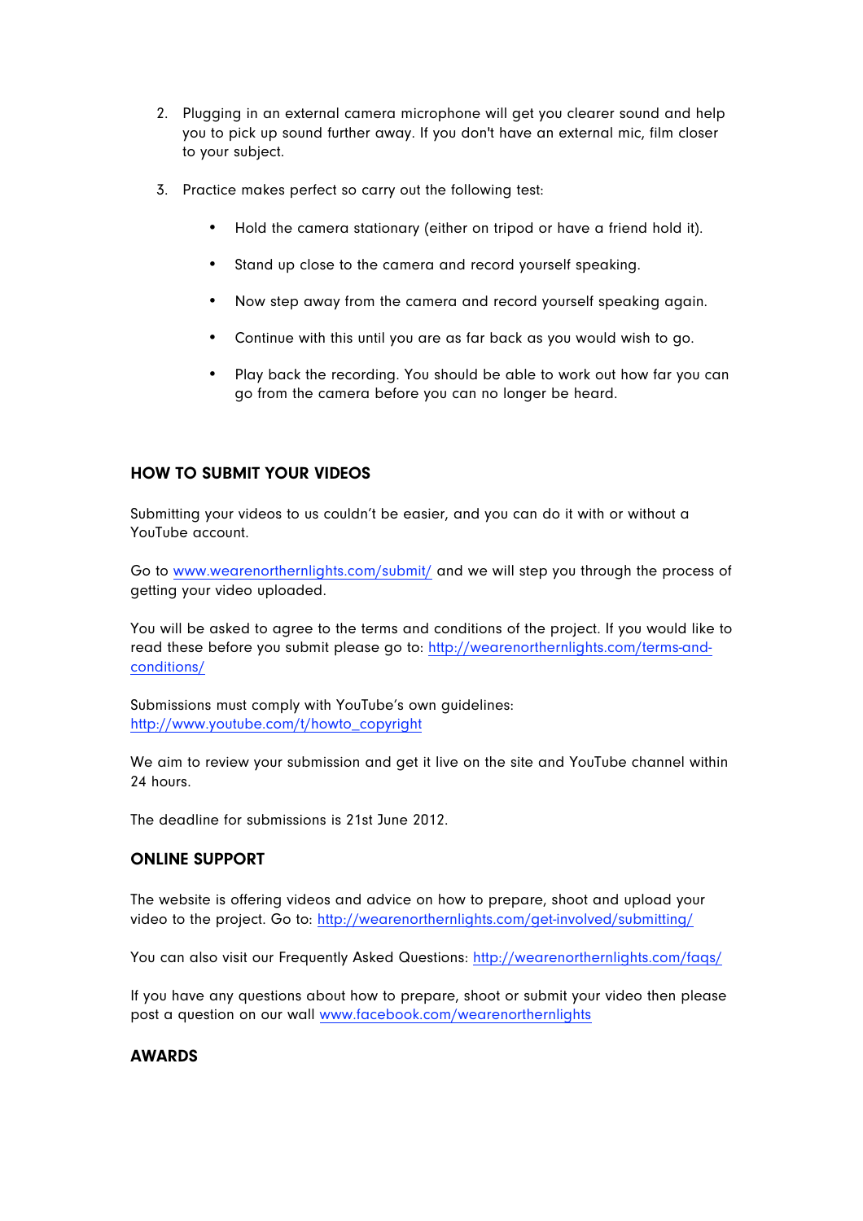2. Plugging in an external camera microphone will get you clearer sound and help you to pick up sound further away. If you don't have an external mic, film closer to your subject.

3. Practice makes perfect so carry out the following test:

    - Hold the camera stationary (either on tripod or have a friend hold it).
    - Stand up close to the camera and record yourself speaking.
    - Now step away from the camera and record yourself speaking again.
    - Continue with this until you are as far back as you would wish to go.
    - Play back the recording. You should be able to work out how far you can go from the camera before you can no longer be heard.

## HOW TO SUBMIT YOUR VIDEOS

Submitting your videos to us couldn't be easier, and you can do it with or without a YouTube account.

Go to www.wearenorthernlights.com/submit/ and we will step you through the process of getting your video uploaded.

You will be asked to agree to the terms and conditions of the project. If you would like to read these before you submit please go to: http://wearenorthernlights.com/terms-and-conditions/

Submissions must comply with YouTube's own guidelines: http://www.youtube.com/t/howto_copyright

We aim to review your submission and get it live on the site and YouTube channel within 24 hours.

The deadline for submissions is 21st June 2012.

## ONLINE SUPPORT

The website is offering videos and advice on how to prepare, shoot and upload your video to the project. Go to: http://wearenorthernlights.com/get-involved/submitting/

You can also visit our Frequently Asked Questions: http://wearenorthernlights.com/faqs/

If you have any questions about how to prepare, shoot or submit your video then please post a question on our wall www.facebook.com/wearenorthernlights

## AWARDS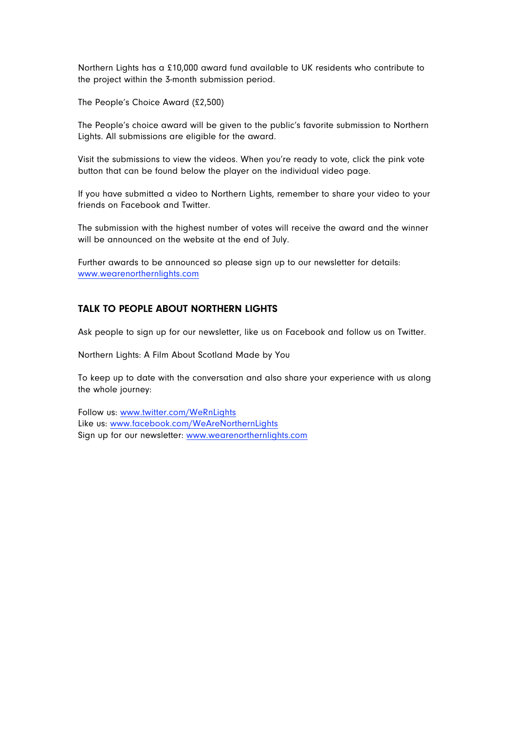Northern Lights has a £10,000 award fund available to UK residents who contribute to the project within the 3-month submission period.

The People's Choice Award (£2,500)

The People's choice award will be given to the public's favorite submission to Northern Lights. All submissions are eligible for the award.

Visit the submissions to view the videos. When you're ready to vote, click the pink vote button that can be found below the player on the individual video page.

If you have submitted a video to Northern Lights, remember to share your video to your friends on Facebook and Twitter.

The submission with the highest number of votes will receive the award and the winner will be announced on the website at the end of July.

Further awards to be announced so please sign up to our newsletter for details: [www.wearenorthernlights.com](http://www.wearenorthernlights.com)

## TALK TO PEOPLE ABOUT NORTHERN LIGHTS

Ask people to sign up for our newsletter, like us on Facebook and follow us on Twitter.

Northern Lights: A Film About Scotland Made by You

To keep up to date with the conversation and also share your experience with us along the whole journey:

Follow us: [www.twitter.com/WeRnLights](http://www.twitter.com/WeRnLights)
Like us: [www.facebook.com/WeAreNorthernLights](http://www.facebook.com/WeAreNorthernLights)
Sign up for our newsletter: [www.wearenorthernlights.com](http://www.wearenorthernlights.com)